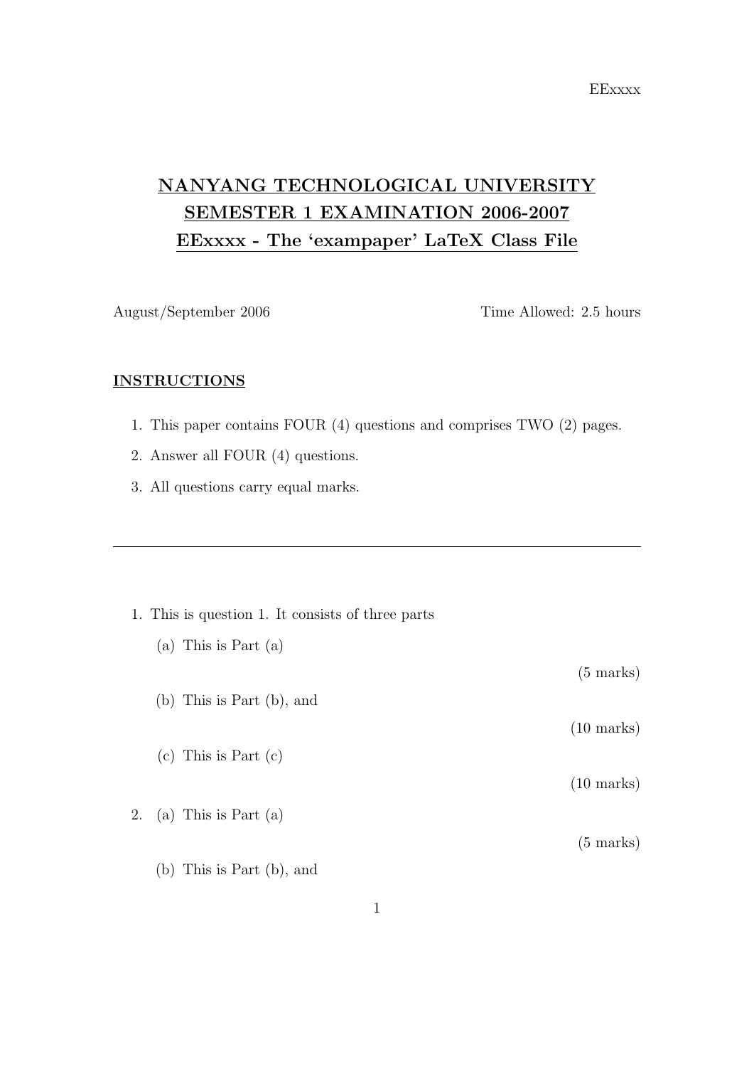EExxxx

**NANYANG TECHNOLOGICAL UNIVERSITY**
**SEMESTER 1 EXAMINATION 2006-2007**
**EExxxx - The 'exampaper' LaTeX Class File**

August/September 2006 Time Allowed: 2.5 hours

**INSTRUCTIONS**

1. This paper contains FOUR (4) questions and comprises TWO (2) pages.
2. Answer all FOUR (4) questions.
3. All questions carry equal marks.

---

1. This is question 1. It consists of three parts

   (a) This is Part (a)

   (5 marks)

   (b) This is Part (b), and

   (10 marks)

   (c) This is Part (c)

   (10 marks)

2. (a) This is Part (a)

   (5 marks)

   (b) This is Part (b), and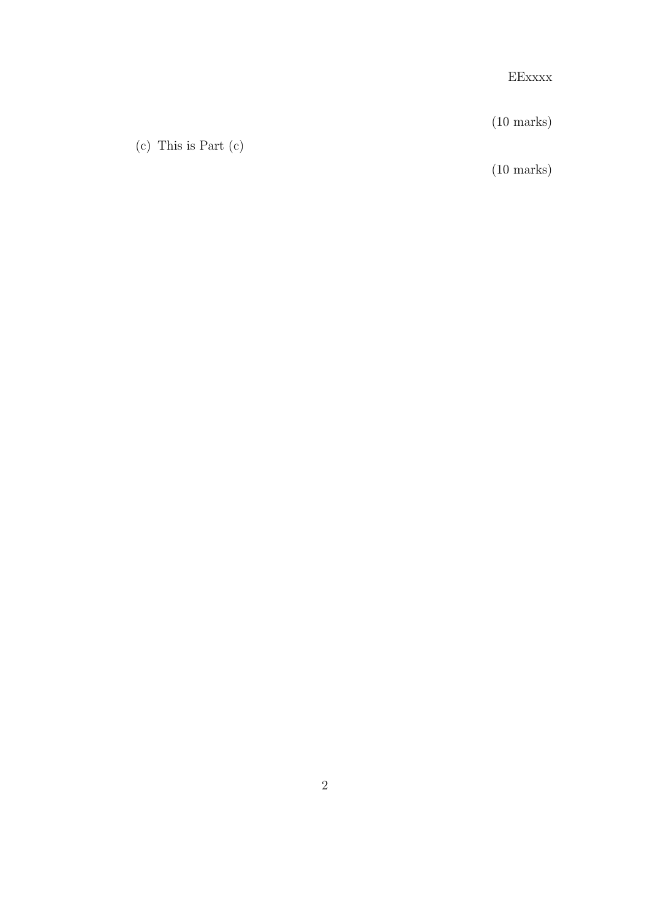(10 marks)

(c) This is Part (c)

(10 marks)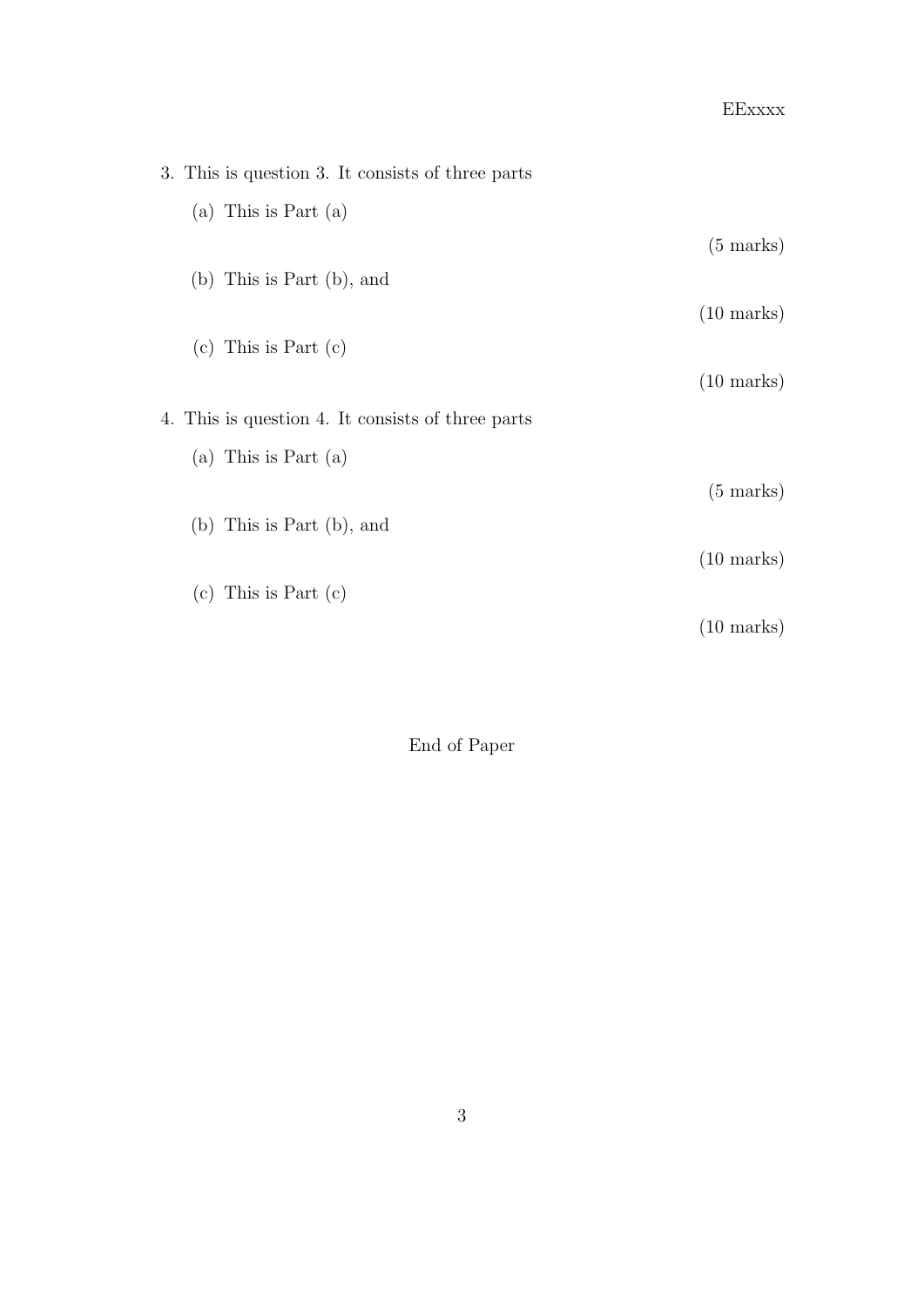3. This is question 3. It consists of three parts

    (a) This is Part (a)

    (5 marks)

    (b) This is Part (b), and

    (10 marks)

    (c) This is Part (c)

    (10 marks)

4. This is question 4. It consists of three parts

    (a) This is Part (a)

    (5 marks)

    (b) This is Part (b), and

    (10 marks)

    (c) This is Part (c)

    (10 marks)

End of Paper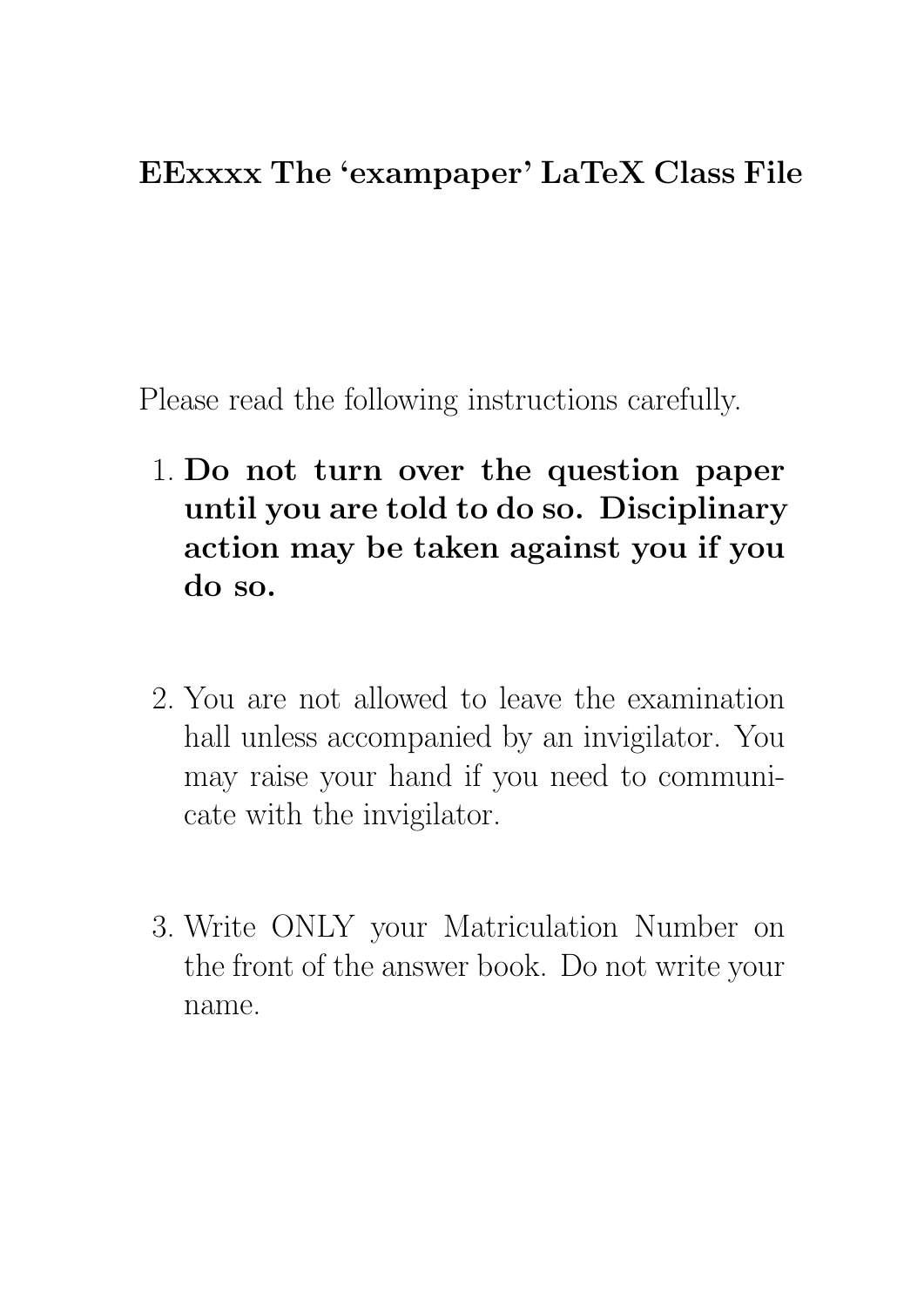**EExxxx The ‘exampaper’ LaTeX Class File**

Please read the following instructions carefully.

1. **Do not turn over the question paper until you are told to do so. Disciplinary action may be taken against you if you do so.**

2. You are not allowed to leave the examination hall unless accompanied by an invigilator. You may raise your hand if you need to communicate with the invigilator.

3. Write ONLY your Matriculation Number on the front of the answer book. Do not write your name.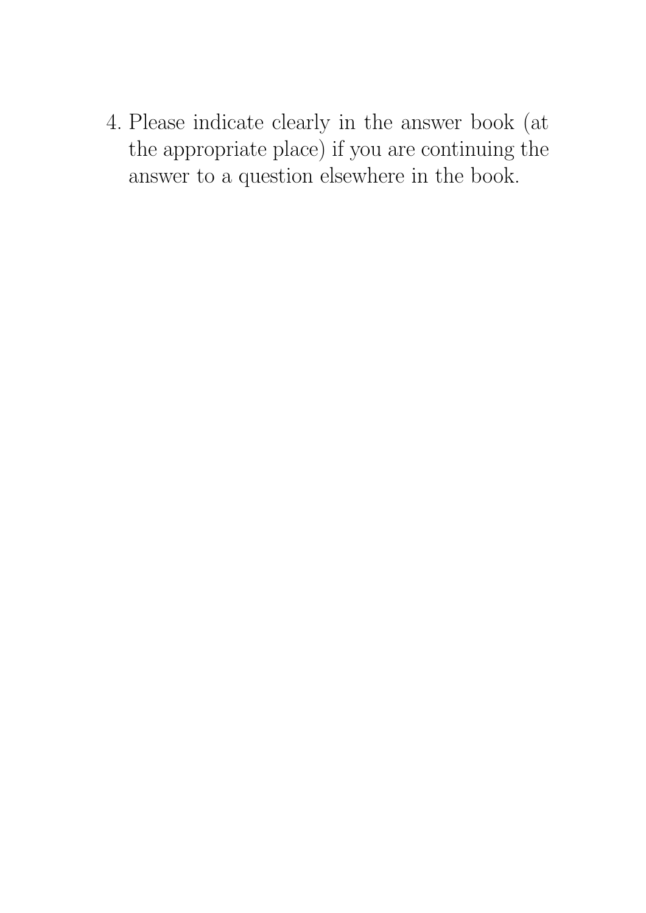4. Please indicate clearly in the answer book (at the appropriate place) if you are continuing the answer to a question elsewhere in the book.